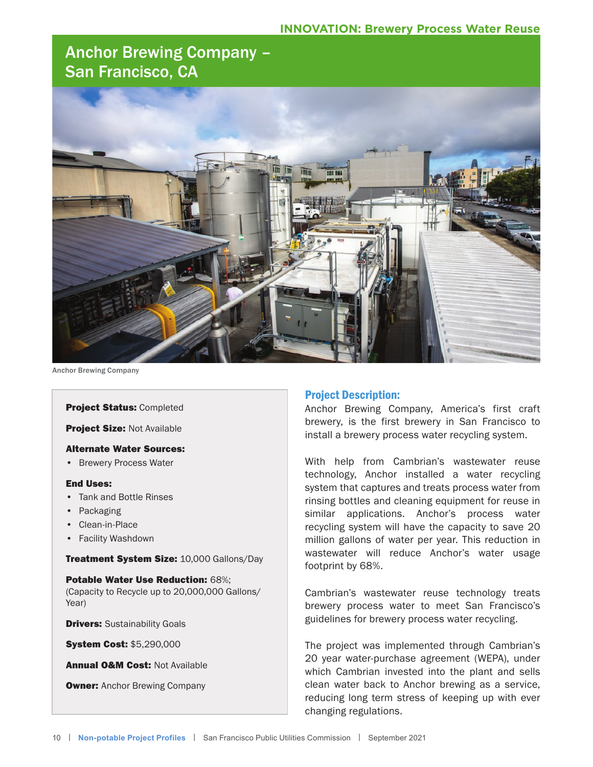INNOVATION: Brewery Process Water Reuse

# Anchor Brewing Company – San Francisco, CA

Anchor Brewing Company

**Project Status:** Completed

**Project Size:** Not Available

**Alternate Water Sources:**

- Brewery Process Water

**End Uses:**

- Tank and Bottle Rinses
- Packaging
- Clean-in-Place
- Facility Washdown

**Treatment System Size:** 10,000 Gallons/Day

**Potable Water Use Reduction:** 68%; (Capacity to Recycle up to 20,000,000 Gallons/Year)

**Drivers:** Sustainability Goals

**System Cost:** $5,290,000

**Annual O&M Cost:** Not Available

**Owner:** Anchor Brewing Company

## Project Description:

Anchor Brewing Company, America's first craft brewery, is the first brewery in San Francisco to install a brewery process water recycling system.

With help from Cambrian's wastewater reuse technology, Anchor installed a water recycling system that captures and treats process water from rinsing bottles and cleaning equipment for reuse in similar applications. Anchor's process water recycling system will have the capacity to save 20 million gallons of water per year. This reduction in wastewater will reduce Anchor's water usage footprint by 68%.

Cambrian's wastewater reuse technology treats brewery process water to meet San Francisco's guidelines for brewery process water recycling.

The project was implemented through Cambrian's 20 year water-purchase agreement (WEPA), under which Cambrian invested into the plant and sells clean water back to Anchor brewing as a service, reducing long term stress of keeping up with ever changing regulations.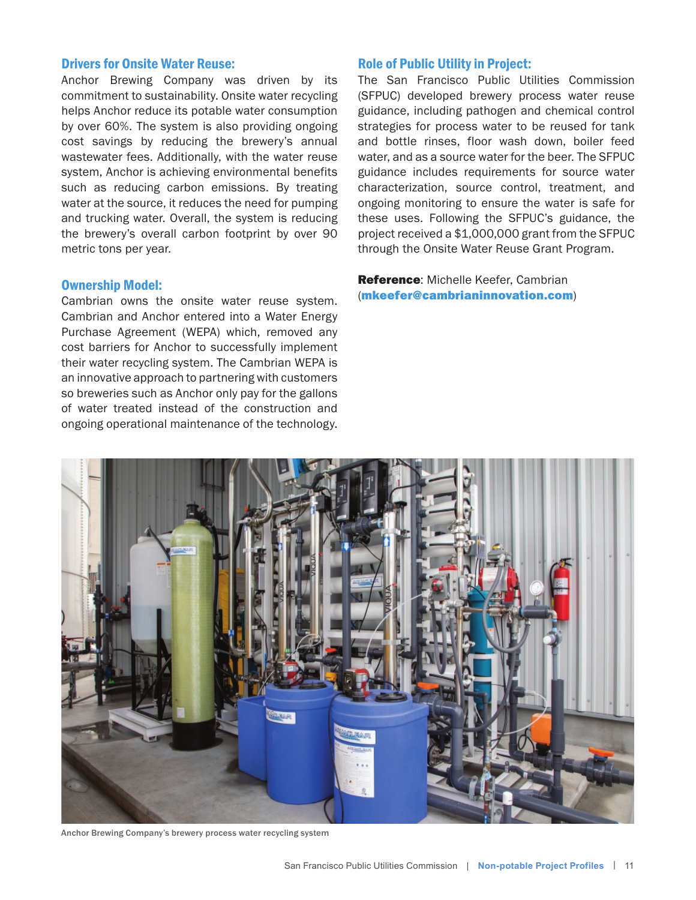## Drivers for Onsite Water Reuse:

Anchor Brewing Company was driven by its commitment to sustainability. Onsite water recycling helps Anchor reduce its potable water consumption by over 60%. The system is also providing ongoing cost savings by reducing the brewery's annual wastewater fees. Additionally, with the water reuse system, Anchor is achieving environmental benefits such as reducing carbon emissions. By treating water at the source, it reduces the need for pumping and trucking water. Overall, the system is reducing the brewery's overall carbon footprint by over 90 metric tons per year.

## Ownership Model:

Cambrian owns the onsite water reuse system. Cambrian and Anchor entered into a Water Energy Purchase Agreement (WEPA) which, removed any cost barriers for Anchor to successfully implement their water recycling system. The Cambrian WEPA is an innovative approach to partnering with customers so breweries such as Anchor only pay for the gallons of water treated instead of the construction and ongoing operational maintenance of the technology.

## Role of Public Utility in Project:

The San Francisco Public Utilities Commission (SFPUC) developed brewery process water reuse guidance, including pathogen and chemical control strategies for process water to be reused for tank and bottle rinses, floor wash down, boiler feed water, and as a source water for the beer. The SFPUC guidance includes requirements for source water characterization, source control, treatment, and ongoing monitoring to ensure the water is safe for these uses. Following the SFPUC's guidance, the project received a $1,000,000 grant from the SFPUC through the Onsite Water Reuse Grant Program.

**Reference**: Michelle Keefer, Cambrian (**mkeefer@cambrianinnovation.com**)

Anchor Brewing Company's brewery process water recycling system